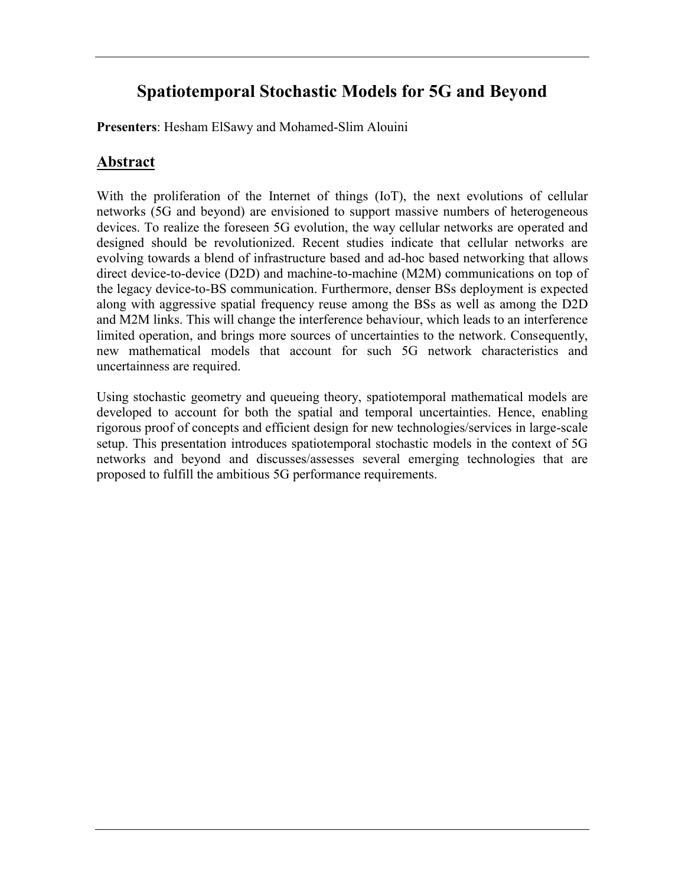# Spatiotemporal Stochastic Models for 5G and Beyond

**Presenters**: Hesham ElSawy and Mohamed-Slim Alouini

## Abstract

With the proliferation of the Internet of things (IoT), the next evolutions of cellular networks (5G and beyond) are envisioned to support massive numbers of heterogeneous devices. To realize the foreseen 5G evolution, the way cellular networks are operated and designed should be revolutionized. Recent studies indicate that cellular networks are evolving towards a blend of infrastructure based and ad-hoc based networking that allows direct device-to-device (D2D) and machine-to-machine (M2M) communications on top of the legacy device-to-BS communication. Furthermore, denser BSs deployment is expected along with aggressive spatial frequency reuse among the BSs as well as among the D2D and M2M links. This will change the interference behaviour, which leads to an interference limited operation, and brings more sources of uncertainties to the network. Consequently, new mathematical models that account for such 5G network characteristics and uncertainness are required.

Using stochastic geometry and queueing theory, spatiotemporal mathematical models are developed to account for both the spatial and temporal uncertainties. Hence, enabling rigorous proof of concepts and efficient design for new technologies/services in large-scale setup. This presentation introduces spatiotemporal stochastic models in the context of 5G networks and beyond and discusses/assesses several emerging technologies that are proposed to fulfill the ambitious 5G performance requirements.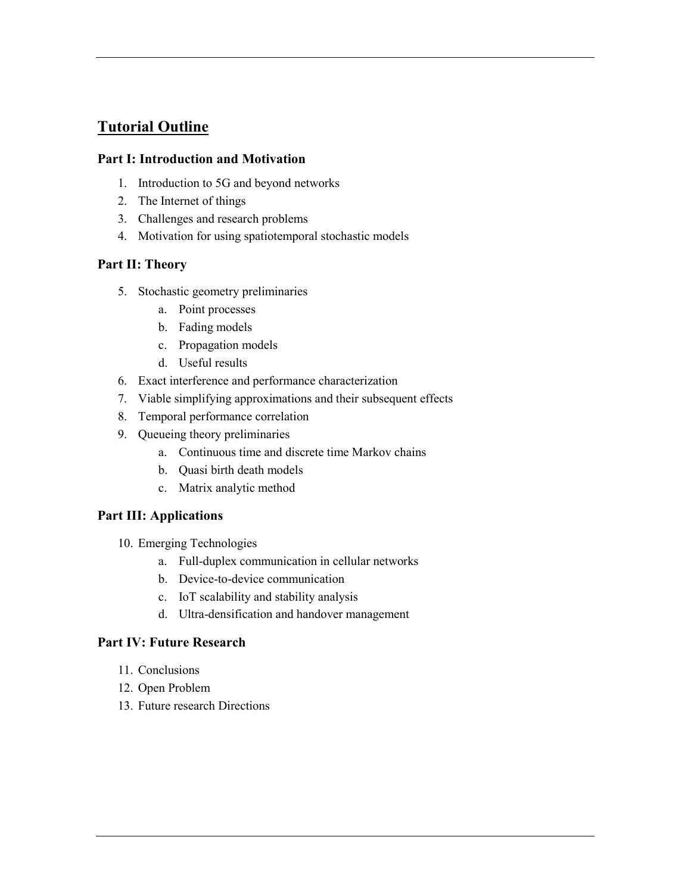## Tutorial Outline

### Part I: Introduction and Motivation

1. Introduction to 5G and beyond networks
2. The Internet of things
3. Challenges and research problems
4. Motivation for using spatiotemporal stochastic models

### Part II: Theory

5. Stochastic geometry preliminaries
    a. Point processes
    b. Fading models
    c. Propagation models
    d. Useful results
6. Exact interference and performance characterization
7. Viable simplifying approximations and their subsequent effects
8. Temporal performance correlation
9. Queueing theory preliminaries
    a. Continuous time and discrete time Markov chains
    b. Quasi birth death models
    c. Matrix analytic method

### Part III: Applications

10. Emerging Technologies
    a. Full-duplex communication in cellular networks
    b. Device-to-device communication
    c. IoT scalability and stability analysis
    d. Ultra-densification and handover management

### Part IV: Future Research

11. Conclusions
12. Open Problem
13. Future research Directions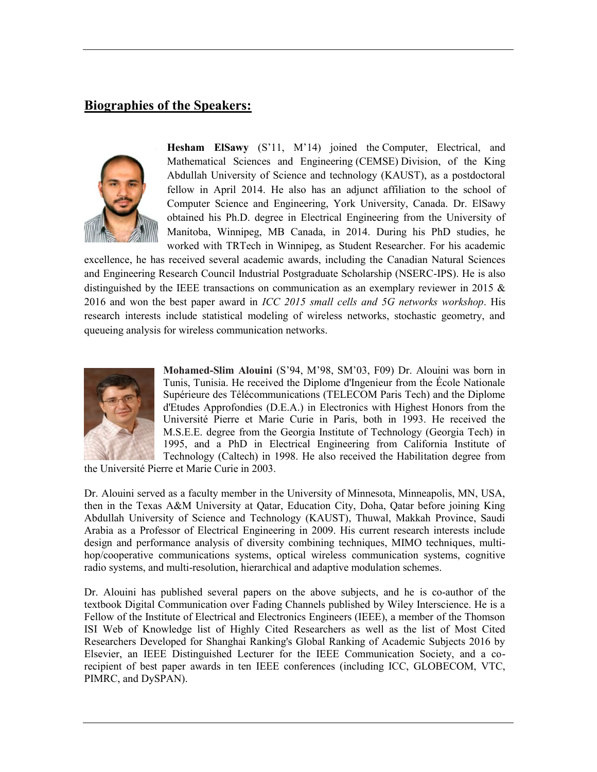## **Biographies of the Speakers:**

**Hesham ElSawy** (S'11, M'14) joined the Computer, Electrical, and Mathematical Sciences and Engineering (CEMSE) Division, of the King Abdullah University of Science and technology (KAUST), as a postdoctoral fellow in April 2014. He also has an adjunct affiliation to the school of Computer Science and Engineering, York University, Canada. Dr. ElSawy obtained his Ph.D. degree in Electrical Engineering from the University of Manitoba, Winnipeg, MB Canada, in 2014. During his PhD studies, he worked with TRTech in Winnipeg, as Student Researcher. For his academic excellence, he has received several academic awards, including the Canadian Natural Sciences and Engineering Research Council Industrial Postgraduate Scholarship (NSERC-IPS). He is also distinguished by the IEEE transactions on communication as an exemplary reviewer in 2015 & 2016 and won the best paper award in *ICC 2015 small cells and 5G networks workshop*. His research interests include statistical modeling of wireless networks, stochastic geometry, and queueing analysis for wireless communication networks.

**Mohamed-Slim Alouini** (S'94, M'98, SM'03, F09) Dr. Alouini was born in Tunis, Tunisia. He received the Diplome d'Ingenieur from the École Nationale Supérieure des Télécommunications (TELECOM Paris Tech) and the Diplome d'Etudes Approfondies (D.E.A.) in Electronics with Highest Honors from the Université Pierre et Marie Curie in Paris, both in 1993. He received the M.S.E.E. degree from the Georgia Institute of Technology (Georgia Tech) in 1995, and a PhD in Electrical Engineering from California Institute of Technology (Caltech) in 1998. He also received the Habilitation degree from the Université Pierre et Marie Curie in 2003.

Dr. Alouini served as a faculty member in the University of Minnesota, Minneapolis, MN, USA, then in the Texas A&M University at Qatar, Education City, Doha, Qatar before joining King Abdullah University of Science and Technology (KAUST), Thuwal, Makkah Province, Saudi Arabia as a Professor of Electrical Engineering in 2009. His current research interests include design and performance analysis of diversity combining techniques, MIMO techniques, multi-hop/cooperative communications systems, optical wireless communication systems, cognitive radio systems, and multi-resolution, hierarchical and adaptive modulation schemes.

Dr. Alouini has published several papers on the above subjects, and he is co-author of the textbook Digital Communication over Fading Channels published by Wiley Interscience. He is a Fellow of the Institute of Electrical and Electronics Engineers (IEEE), a member of the Thomson ISI Web of Knowledge list of Highly Cited Researchers as well as the list of Most Cited Researchers Developed for Shanghai Ranking's Global Ranking of Academic Subjects 2016 by Elsevier, an IEEE Distinguished Lecturer for the IEEE Communication Society, and a co-recipient of best paper awards in ten IEEE conferences (including ICC, GLOBECOM, VTC, PIMRC, and DySPAN).